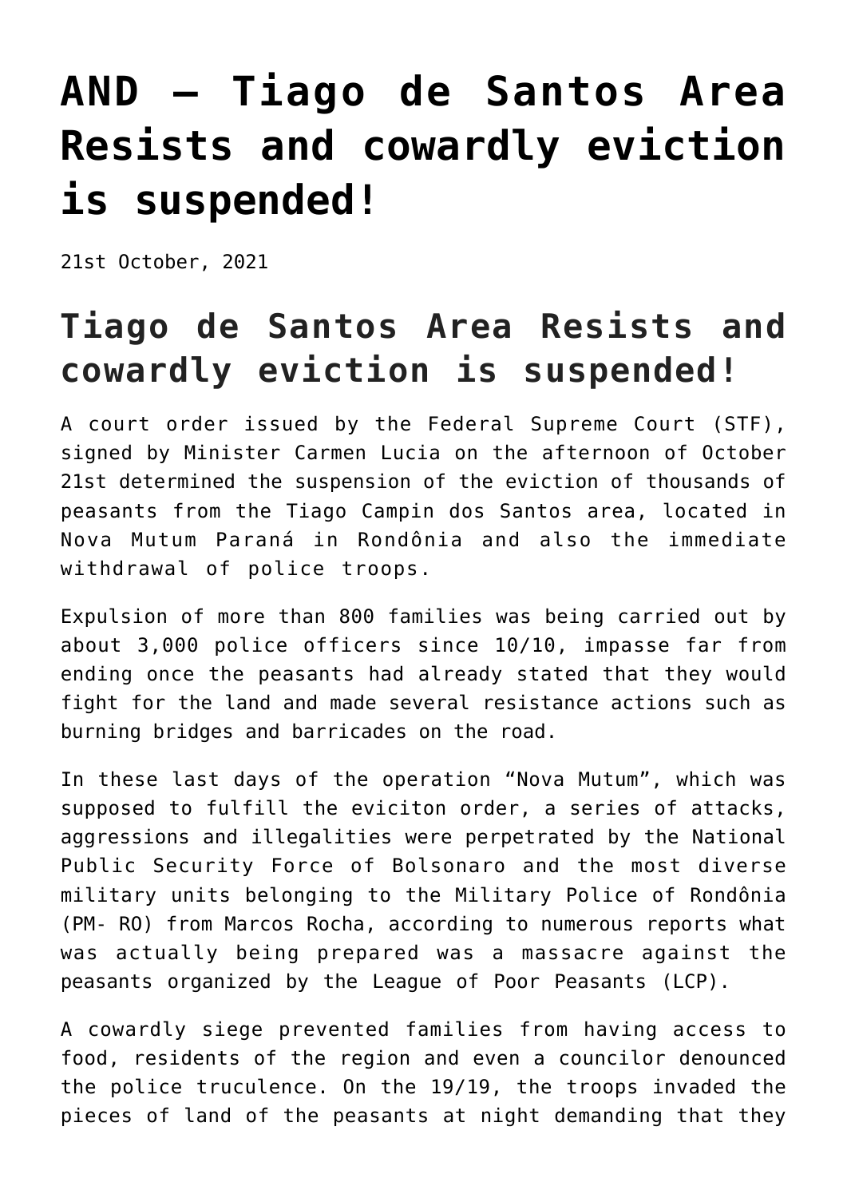# AND – Tiago de Santos Area Resists and cowardly eviction is suspended!

21st October, 2021

## Tiago de Santos Area Resists and cowardly eviction is suspended!

A court order issued by the Federal Supreme Court (STF), signed by Minister Carmen Lucia on the afternoon of October 21st determined the suspension of the eviction of thousands of peasants from the Tiago Campin dos Santos area, located in Nova Mutum Paraná in Rondônia and also the immediate withdrawal of police troops.

Expulsion of more than 800 families was being carried out by about 3,000 police officers since 10/10, impasse far from ending once the peasants had already stated that they would fight for the land and made several resistance actions such as burning bridges and barricades on the road.

In these last days of the operation "Nova Mutum", which was supposed to fulfill the eviciton order, a series of attacks, aggressions and illegalities were perpetrated by the National Public Security Force of Bolsonaro and the most diverse military units belonging to the Military Police of Rondônia (PM- RO) from Marcos Rocha, according to numerous reports what was actually being prepared was a massacre against the peasants organized by the League of Poor Peasants (LCP).

A cowardly siege prevented families from having access to food, residents of the region and even a councilor denounced the police truculence. On the 19/19, the troops invaded the pieces of land of the peasants at night demanding that they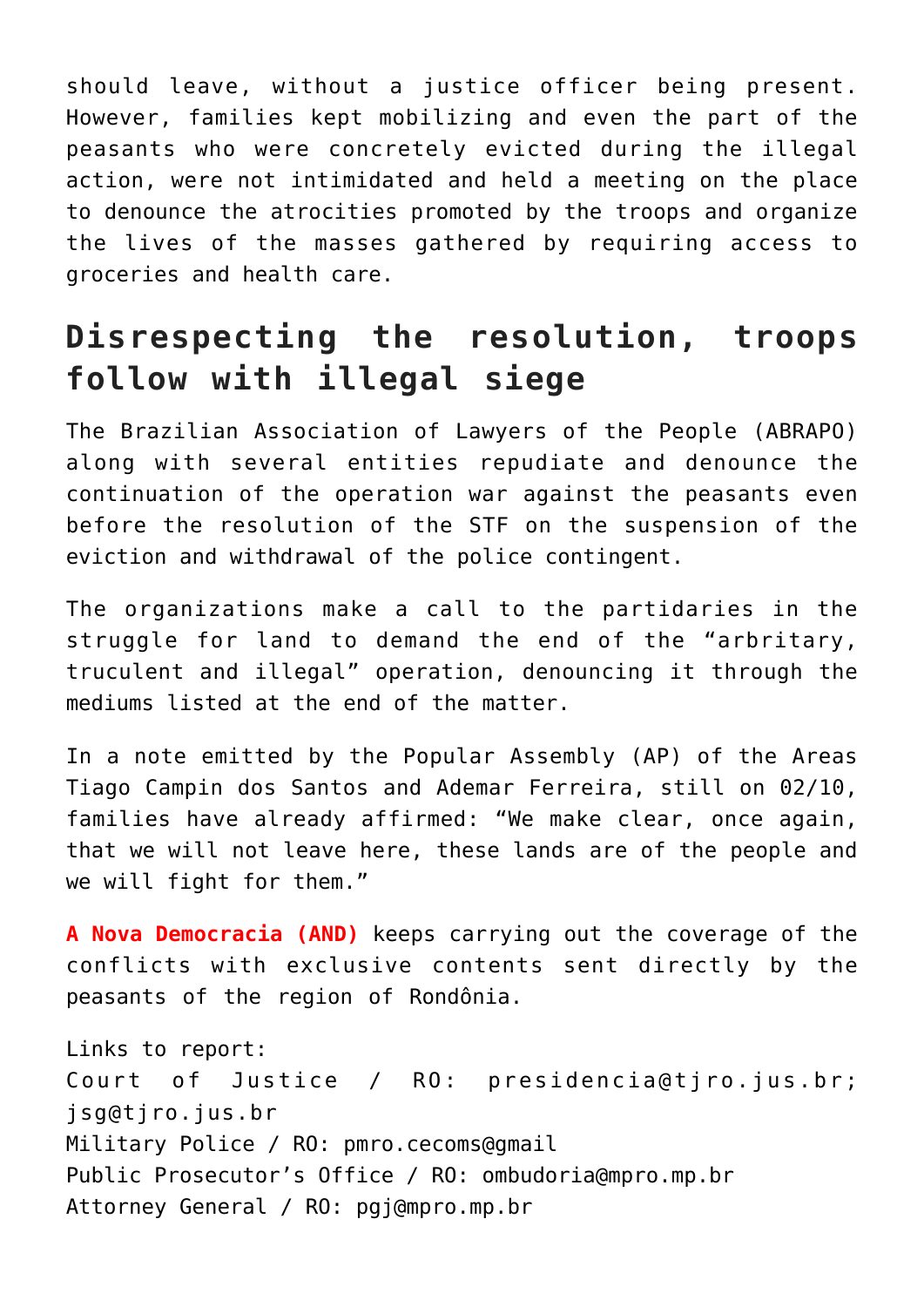should leave, without a justice officer being present. However, families kept mobilizing and even the part of the peasants who were concretely evicted during the illegal action, were not intimidated and held a meeting on the place to denounce the atrocities promoted by the troops and organize the lives of the masses gathered by requiring access to groceries and health care.

## Disrespecting the resolution, troops follow with illegal siege

The Brazilian Association of Lawyers of the People (ABRAPO) along with several entities repudiate and denounce the continuation of the operation war against the peasants even before the resolution of the STF on the suspension of the eviction and withdrawal of the police contingent.

The organizations make a call to the partidaries in the struggle for land to demand the end of the "arbitrary, truculent and illegal" operation, denouncing it through the mediums listed at the end of the matter.

In a note emitted by the Popular Assembly (AP) of the Areas Tiago Campin dos Santos and Ademar Ferreira, still on 02/10, families have already affirmed: "We make clear, once again, that we will not leave here, these lands are of the people and we will fight for them."

**A Nova Democracia (AND)** keeps carrying out the coverage of the conflicts with exclusive contents sent directly by the peasants of the region of Rondônia.

Links to report:
Court of Justice / RO: presidencia@tjro.jus.br; jsg@tjro.jus.br
Military Police / RO: pmro.cecoms@gmail
Public Prosecutor's Office / RO: ombudoria@mpro.mp.br
Attorney General / RO: pgj@mpro.mp.br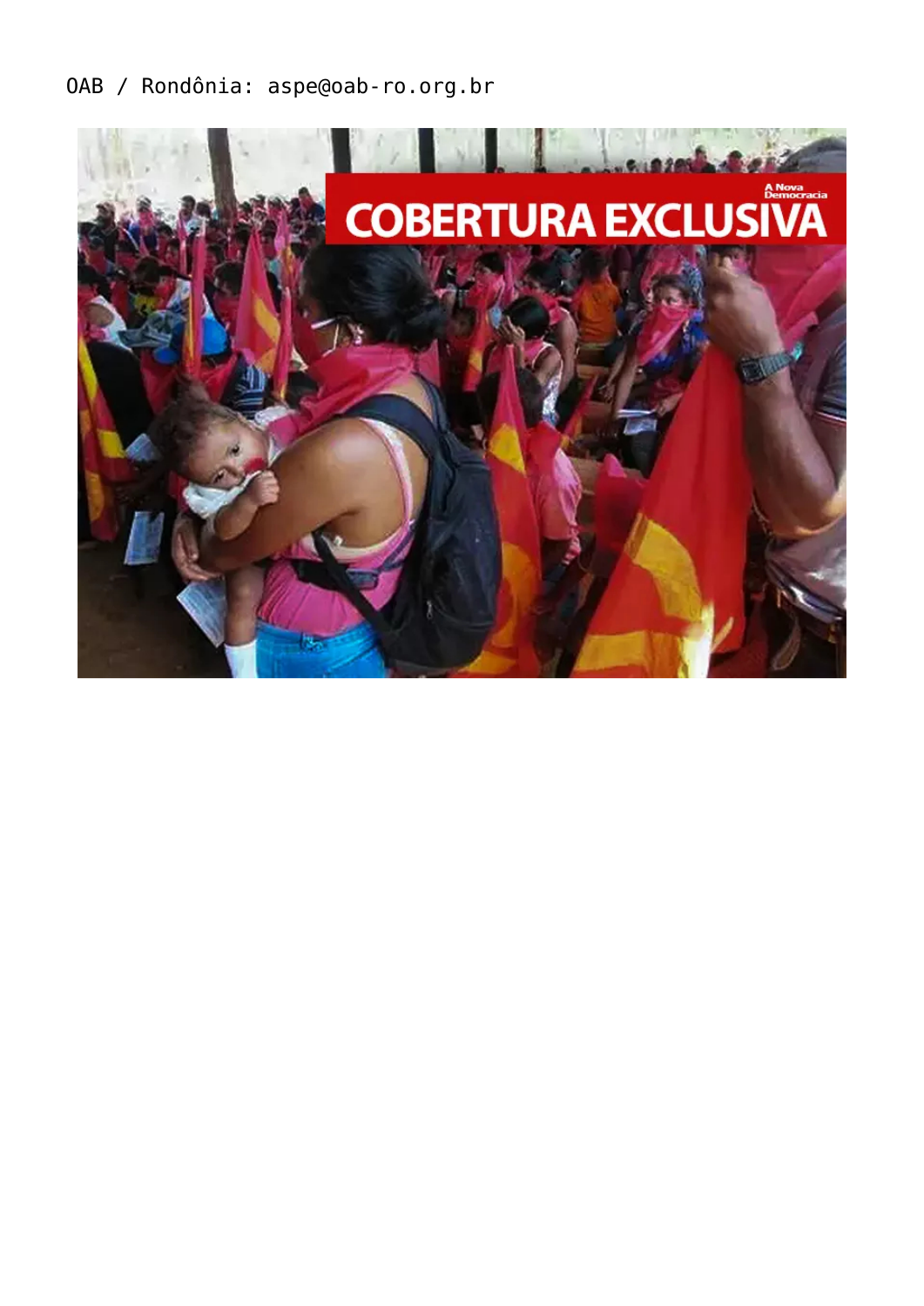OAB / Rondônia: aspe@oab-ro.org.br